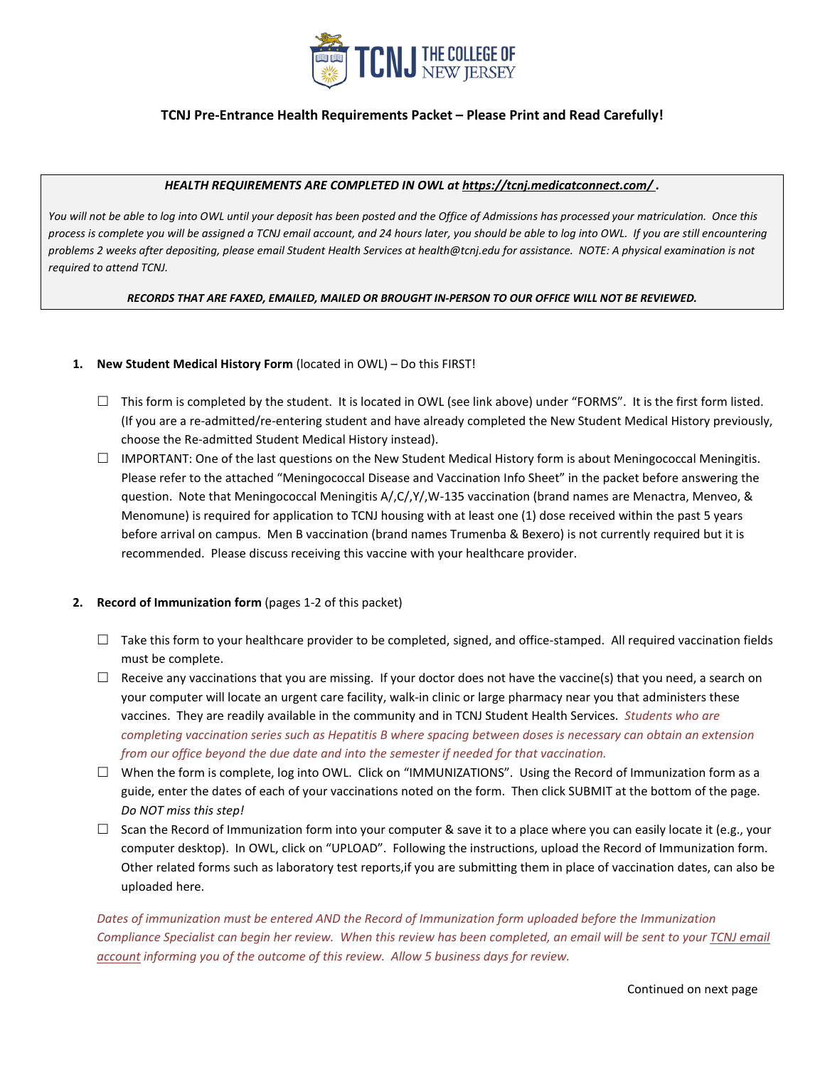# TCNJ Pre-Entrance Health Requirements Packet – Please Print and Read Carefully!

***HEALTH REQUIREMENTS ARE COMPLETED IN OWL at https://tcnj.medicatconnect.com/ .***

*You will not be able to log into OWL until your deposit has been posted and the Office of Admissions has processed your matriculation. Once this process is complete you will be assigned a TCNJ email account, and 24 hours later, you should be able to log into OWL. If you are still encountering problems 2 weeks after depositing, please email Student Health Services at health@tcnj.edu for assistance. NOTE: A physical examination is not required to attend TCNJ.*

***RECORDS THAT ARE FAXED, EMAILED, MAILED OR BROUGHT IN-PERSON TO OUR OFFICE WILL NOT BE REVIEWED.***

1. **New Student Medical History Form** (located in OWL) – Do this FIRST!

   ☐ This form is completed by the student. It is located in OWL (see link above) under "FORMS". It is the first form listed. (If you are a re-admitted/re-entering student and have already completed the New Student Medical History previously, choose the Re-admitted Student Medical History instead).

   ☐ IMPORTANT: One of the last questions on the New Student Medical History form is about Meningococcal Meningitis. Please refer to the attached "Meningococcal Disease and Vaccination Info Sheet" in the packet before answering the question. Note that Meningococcal Meningitis A/,C/,Y/,W-135 vaccination (brand names are Menactra, Menveo, & Menomune) is required for application to TCNJ housing with at least one (1) dose received within the past 5 years before arrival on campus. Men B vaccination (brand names Trumenba & Bexero) is not currently required but it is recommended. Please discuss receiving this vaccine with your healthcare provider.

2. **Record of Immunization form** (pages 1-2 of this packet)

   ☐ Take this form to your healthcare provider to be completed, signed, and office-stamped. All required vaccination fields must be complete.

   ☐ Receive any vaccinations that you are missing. If your doctor does not have the vaccine(s) that you need, a search on your computer will locate an urgent care facility, walk-in clinic or large pharmacy near you that administers these vaccines. They are readily available in the community and in TCNJ Student Health Services. *Students who are completing vaccination series such as Hepatitis B where spacing between doses is necessary can obtain an extension from our office beyond the due date and into the semester if needed for that vaccination.*

   ☐ When the form is complete, log into OWL. Click on "IMMUNIZATIONS". Using the Record of Immunization form as a guide, enter the dates of each of your vaccinations noted on the form. Then click SUBMIT at the bottom of the page. *Do NOT miss this step!*

   ☐ Scan the Record of Immunization form into your computer & save it to a place where you can easily locate it (e.g., your computer desktop). In OWL, click on "UPLOAD". Following the instructions, upload the Record of Immunization form. Other related forms such as laboratory test reports,if you are submitting them in place of vaccination dates, can also be uploaded here.

   *Dates of immunization must be entered AND the Record of Immunization form uploaded before the Immunization Compliance Specialist can begin her review. When this review has been completed, an email will be sent to your TCNJ email account informing you of the outcome of this review. Allow 5 business days for review.*

Continued on next page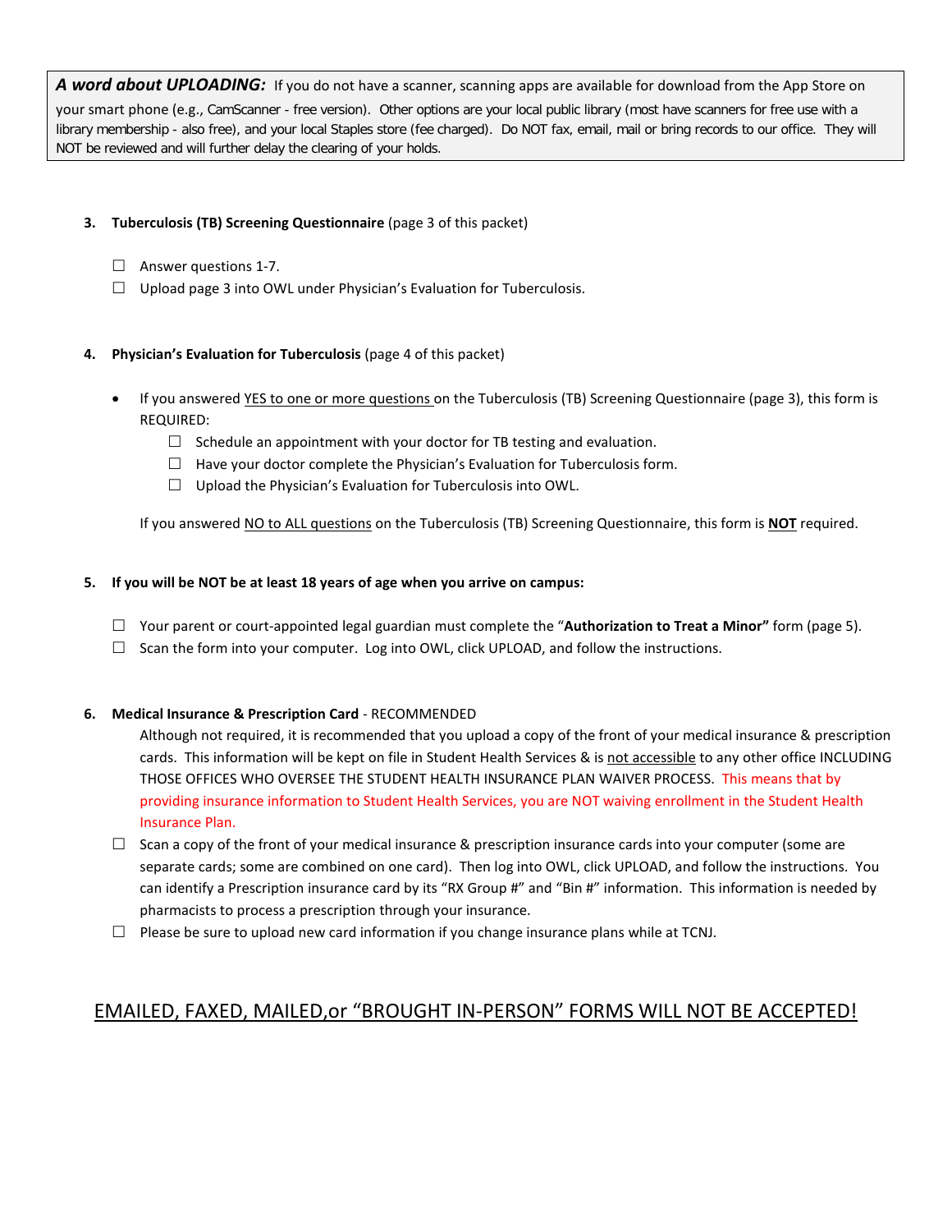***A word about UPLOADING:*** If you do not have a scanner, scanning apps are available for download from the App Store on your smart phone (e.g., CamScanner - free version). Other options are your local public library (most have scanners for free use with a library membership - also free), and your local Staples store (fee charged). Do NOT fax, email, mail or bring records to our office. They will NOT be reviewed and will further delay the clearing of your holds.

3. **Tuberculosis (TB) Screening Questionnaire** (page 3 of this packet)

   ☐ Answer questions 1-7.
   ☐ Upload page 3 into OWL under Physician's Evaluation for Tuberculosis.

4. **Physician's Evaluation for Tuberculosis** (page 4 of this packet)

   - If you answered YES to one or more questions on the Tuberculosis (TB) Screening Questionnaire (page 3), this form is REQUIRED:
     - ☐ Schedule an appointment with your doctor for TB testing and evaluation.
     - ☐ Have your doctor complete the Physician's Evaluation for Tuberculosis form.
     - ☐ Upload the Physician's Evaluation for Tuberculosis into OWL.

   If you answered NO to ALL questions on the Tuberculosis (TB) Screening Questionnaire, this form is **NOT** required.

5. **If you will be NOT be at least 18 years of age when you arrive on campus:**

   ☐ Your parent or court-appointed legal guardian must complete the "**Authorization to Treat a Minor"** form (page 5).
   ☐ Scan the form into your computer. Log into OWL, click UPLOAD, and follow the instructions.

6. **Medical Insurance & Prescription Card** - RECOMMENDED

   Although not required, it is recommended that you upload a copy of the front of your medical insurance & prescription cards. This information will be kept on file in Student Health Services & is not accessible to any other office INCLUDING THOSE OFFICES WHO OVERSEE THE STUDENT HEALTH INSURANCE PLAN WAIVER PROCESS. This means that by providing insurance information to Student Health Services, you are NOT waiving enrollment in the Student Health Insurance Plan.

   ☐ Scan a copy of the front of your medical insurance & prescription insurance cards into your computer (some are separate cards; some are combined on one card). Then log into OWL, click UPLOAD, and follow the instructions. You can identify a Prescription insurance card by its "RX Group #" and "Bin #" information. This information is needed by pharmacists to process a prescription through your insurance.
   ☐ Please be sure to upload new card information if you change insurance plans while at TCNJ.

## EMAILED, FAXED, MAILED,or "BROUGHT IN-PERSON" FORMS WILL NOT BE ACCEPTED!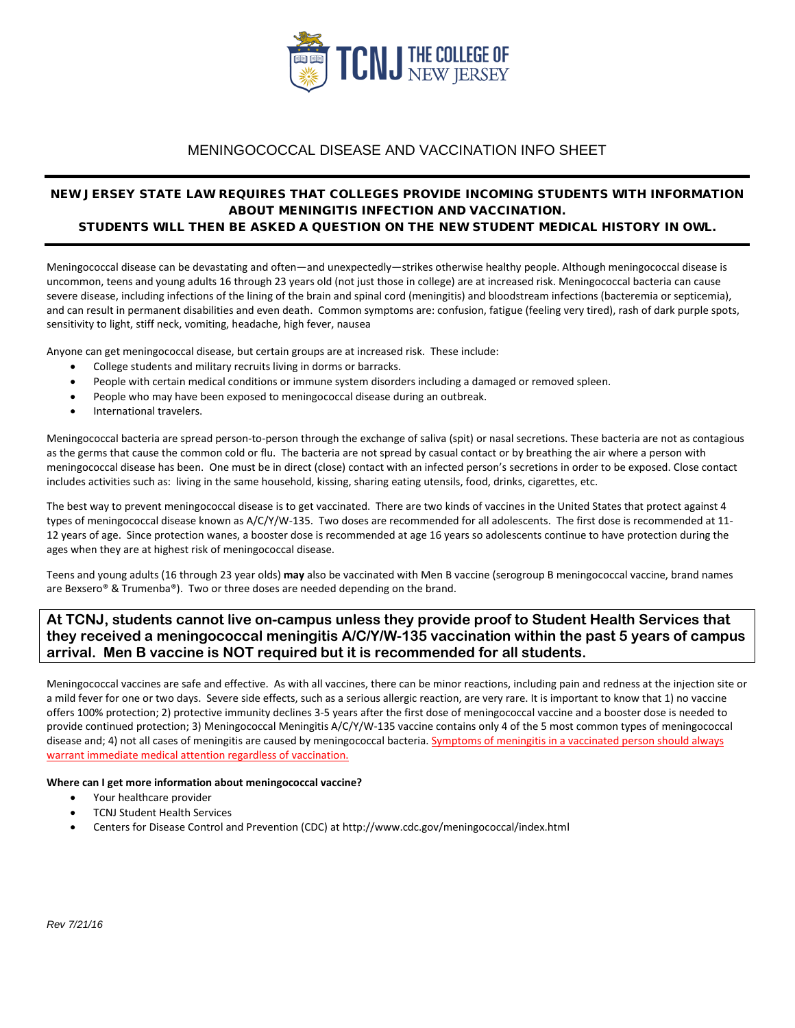# MENINGOCOCCAL DISEASE AND VACCINATION INFO SHEET

**NEW JERSEY STATE LAW REQUIRES THAT COLLEGES PROVIDE INCOMING STUDENTS WITH INFORMATION ABOUT MENINGITIS INFECTION AND VACCINATION.**
**STUDENTS WILL THEN BE ASKED A QUESTION ON THE NEW STUDENT MEDICAL HISTORY IN OWL.**

Meningococcal disease can be devastating and often—and unexpectedly—strikes otherwise healthy people. Although meningococcal disease is uncommon, teens and young adults 16 through 23 years old (not just those in college) are at increased risk. Meningococcal bacteria can cause severe disease, including infections of the lining of the brain and spinal cord (meningitis) and bloodstream infections (bacteremia or septicemia), and can result in permanent disabilities and even death. Common symptoms are: confusion, fatigue (feeling very tired), rash of dark purple spots, sensitivity to light, stiff neck, vomiting, headache, high fever, nausea

Anyone can get meningococcal disease, but certain groups are at increased risk. These include:

- College students and military recruits living in dorms or barracks.
- People with certain medical conditions or immune system disorders including a damaged or removed spleen.
- People who may have been exposed to meningococcal disease during an outbreak.
- International travelers.

Meningococcal bacteria are spread person-to-person through the exchange of saliva (spit) or nasal secretions. These bacteria are not as contagious as the germs that cause the common cold or flu. The bacteria are not spread by casual contact or by breathing the air where a person with meningococcal disease has been. One must be in direct (close) contact with an infected person's secretions in order to be exposed. Close contact includes activities such as: living in the same household, kissing, sharing eating utensils, food, drinks, cigarettes, etc.

The best way to prevent meningococcal disease is to get vaccinated. There are two kinds of vaccines in the United States that protect against 4 types of meningococcal disease known as A/C/Y/W-135. Two doses are recommended for all adolescents. The first dose is recommended at 11-12 years of age. Since protection wanes, a booster dose is recommended at age 16 years so adolescents continue to have protection during the ages when they are at highest risk of meningococcal disease.

Teens and young adults (16 through 23 year olds) **may** also be vaccinated with Men B vaccine (serogroup B meningococcal vaccine, brand names are Bexsero® & Trumenba®). Two or three doses are needed depending on the brand.

**At TCNJ, students cannot live on-campus unless they provide proof to Student Health Services that they received a meningococcal meningitis A/C/Y/W-135 vaccination within the past 5 years of campus arrival. Men B vaccine is NOT required but it is recommended for all students.**

Meningococcal vaccines are safe and effective. As with all vaccines, there can be minor reactions, including pain and redness at the injection site or a mild fever for one or two days. Severe side effects, such as a serious allergic reaction, are very rare. It is important to know that 1) no vaccine offers 100% protection; 2) protective immunity declines 3-5 years after the first dose of meningococcal vaccine and a booster dose is needed to provide continued protection; 3) Meningococcal Meningitis A/C/Y/W-135 vaccine contains only 4 of the 5 most common types of meningococcal disease and; 4) not all cases of meningitis are caused by meningococcal bacteria. Symptoms of meningitis in a vaccinated person should always warrant immediate medical attention regardless of vaccination.

**Where can I get more information about meningococcal vaccine?**

- Your healthcare provider
- TCNJ Student Health Services
- Centers for Disease Control and Prevention (CDC) at http://www.cdc.gov/meningococcal/index.html

*Rev 7/21/16*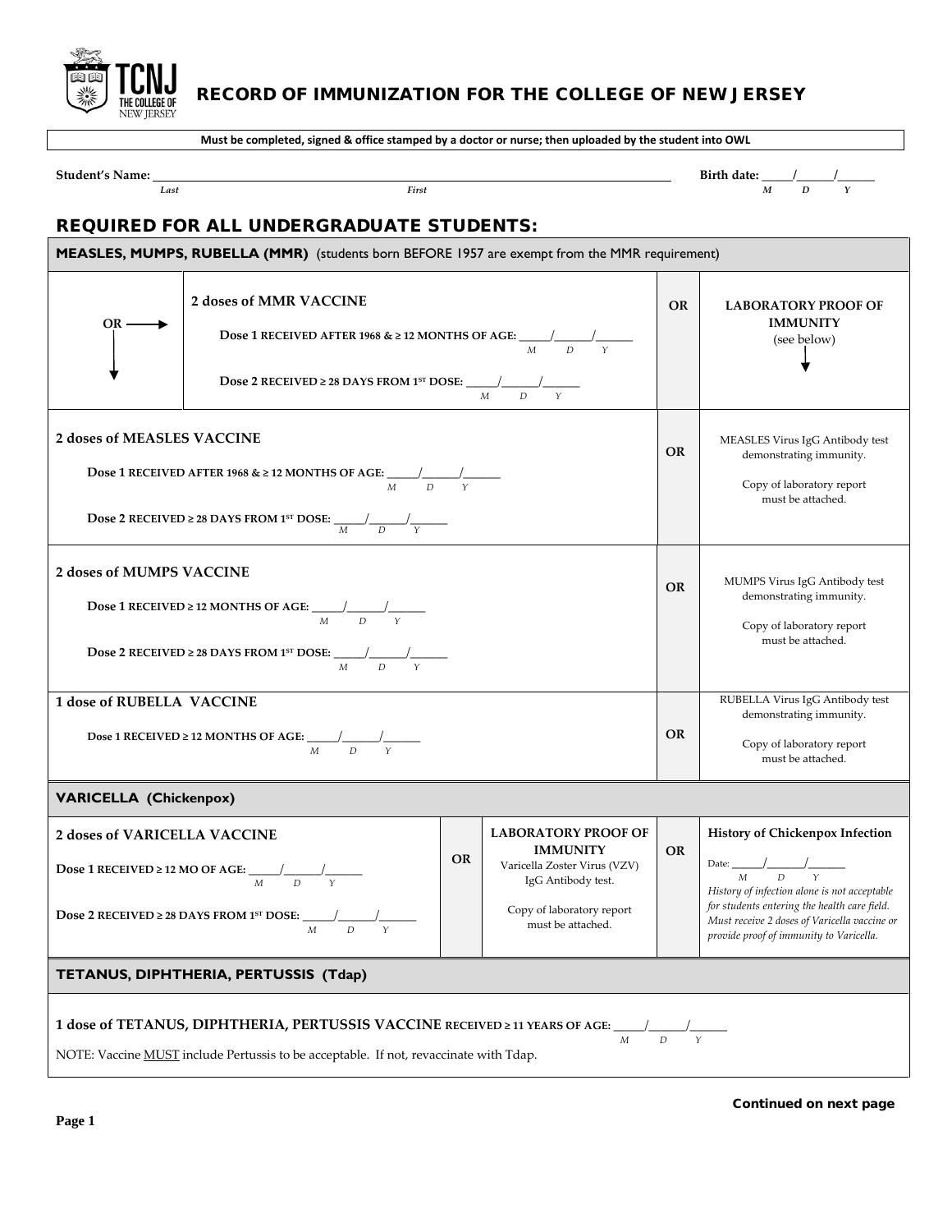# RECORD OF IMMUNIZATION FOR THE COLLEGE OF NEW JERSEY

**Must be completed, signed & office stamped by a doctor or nurse; then uploaded by the student into OWL**

**Student's Name:** ______________________________ (*Last*) ______________________________ (*First*)  **Birth date:** ____/____/____ (*M D Y*)

## REQUIRED FOR ALL UNDERGRADUATE STUDENTS:

### MEASLES, MUMPS, RUBELLA (MMR) (students born BEFORE 1957 are exempt from the MMR requirement)

| | | | |
|---|---|---|---|
| OR → ↓ | **2 doses of MMR VACCINE**<br>**Dose 1** RECEIVED AFTER 1968 & ≥ 12 MONTHS OF AGE: ____/____/____ (*M D Y*)<br>**Dose 2** RECEIVED ≥ 28 DAYS FROM 1ST DOSE: ____/____/____ (*M D Y*) | **OR** | **LABORATORY PROOF OF IMMUNITY** (see below) ↓ |
| **2 doses of MEASLES VACCINE**<br>**Dose 1** RECEIVED AFTER 1968 & ≥ 12 MONTHS OF AGE: ____/____/____ (*M D Y*)<br>**Dose 2** RECEIVED ≥ 28 DAYS FROM 1ST DOSE: ____/____/____ (*M D Y*) | | **OR** | MEASLES Virus IgG Antibody test demonstrating immunity.<br>Copy of laboratory report must be attached. |
| **2 doses of MUMPS VACCINE**<br>**Dose 1** RECEIVED ≥ 12 MONTHS OF AGE: ____/____/____ (*M D Y*)<br>**Dose 2** RECEIVED ≥ 28 DAYS FROM 1ST DOSE: ____/____/____ (*M D Y*) | | **OR** | MUMPS Virus IgG Antibody test demonstrating immunity.<br>Copy of laboratory report must be attached. |
| **1 dose of RUBELLA VACCINE**<br>**Dose 1** RECEIVED ≥ 12 MONTHS OF AGE: ____/____/____ (*M D Y*) | | **OR** | RUBELLA Virus IgG Antibody test demonstrating immunity.<br>Copy of laboratory report must be attached. |

### VARICELLA (Chickenpox)

| | | | | |
|---|---|---|---|---|
| **2 doses of VARICELLA VACCINE**<br>**Dose 1** RECEIVED ≥ 12 MO OF AGE: ____/____/____ (*M D Y*)<br>**Dose 2** RECEIVED ≥ 28 DAYS FROM 1ST DOSE: ____/____/____ (*M D Y*) | **OR** | **LABORATORY PROOF OF IMMUNITY**<br>Varicella Zoster Virus (VZV) IgG Antibody test.<br>Copy of laboratory report must be attached. | **OR** | **History of Chickenpox Infection**<br>Date: ____/____/____ (*M D Y*)<br>*History of infection alone is not acceptable for students entering the health care field. Must receive 2 doses of Varicella vaccine or provide proof of immunity to Varicella.* |

### TETANUS, DIPHTHERIA, PERTUSSIS (Tdap)

**1 dose of TETANUS, DIPHTHERIA, PERTUSSIS VACCINE** RECEIVED ≥ 11 YEARS OF AGE: ____/____/____ (*M D Y*)

NOTE: Vaccine MUST include Pertussis to be acceptable. If not, revaccinate with Tdap.

**Continued on next page**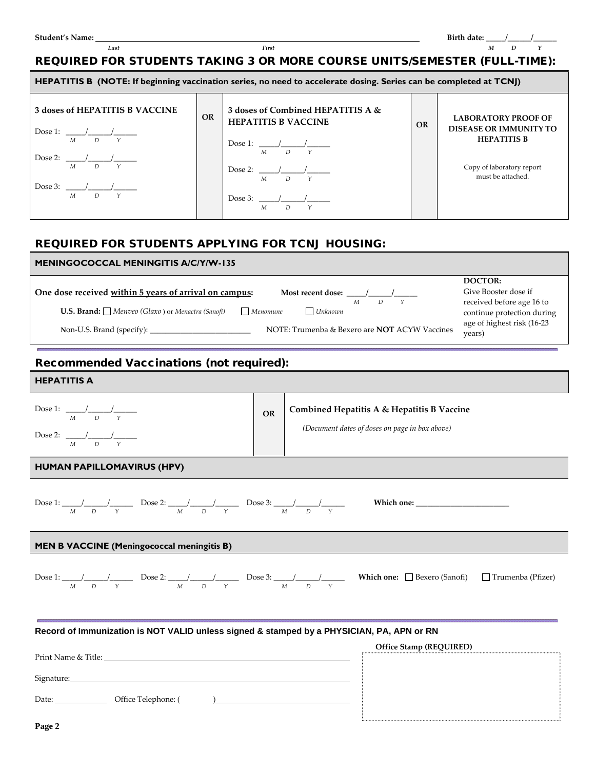**Student's Name:** ______________________________________________ **Birth date:** _____/_____/_____
*Last* *First* *M D Y*

## REQUIRED FOR STUDENTS TAKING 3 OR MORE COURSE UNITS/SEMESTER (FULL-TIME):

| **HEPATITIS B (NOTE: If beginning vaccination series, no need to accelerate dosing. Series can be completed at TCNJ)** | | | | |
|---|---|---|---|---|
| **3 doses of HEPATITIS B VACCINE**<br><br>Dose 1: _____/_____/_____ (M D Y)<br><br>Dose 2: _____/_____/_____ (M D Y)<br><br>Dose 3: _____/_____/_____ (M D Y) | **OR** | **3 doses of Combined HEPATITIS A & HEPATITIS B VACCINE**<br><br>Dose 1: _____/_____/_____ (M D Y)<br><br>Dose 2: _____/_____/_____ (M D Y)<br><br>Dose 3: _____/_____/_____ (M D Y) | **OR** | **LABORATORY PROOF OF DISEASE OR IMMUNITY TO HEPATITIS B**<br><br>Copy of laboratory report must be attached. |

## REQUIRED FOR STUDENTS APPLYING FOR TCNJ HOUSING:

| **MENINGOCOCCAL MENINGITIS A/C/Y/W-135** | |
|---|---|
| **One dose received <u>within 5 years of arrival on campus</u>:** **Most recent dose:** _____/_____/_____ (M D Y)<br><br>**U.S. Brand:** ☐ *Menveo (Glaxo)* or *Menactra (Sanofi)* ☐ *Menomune* ☐ *Unknown*<br><br>Non-U.S. Brand (specify): ____________________ NOTE: Trumenba & Bexero are **NOT** ACYW Vaccines | **DOCTOR:**<br>Give Booster dose if received before age 16 to continue protection during age of highest risk (16-23 years) |

## Recommended Vaccinations (not required):

| **HEPATITIS A** | | |
|---|---|---|
| Dose 1: _____/_____/_____ (M D Y)<br><br>Dose 2: _____/_____/_____ (M D Y) | **OR** | **Combined Hepatitis A & Hepatitis B Vaccine**<br><br>*(Document dates of doses on page in box above)* |

**HUMAN PAPILLOMAVIRUS (HPV)**

Dose 1: _____/_____/_____ (M D Y) Dose 2: _____/_____/_____ (M D Y) Dose 3: _____/_____/_____ (M D Y) **Which one:** ____________________

**MEN B VACCINE (Meningococcal meningitis B)**

Dose 1: _____/_____/_____ (M D Y) Dose 2: _____/_____/_____ (M D Y) Dose 3: _____/_____/_____ (M D Y) **Which one:** ☐ Bexero (Sanofi) ☐ Trumenba (Pfizer)

**Record of Immunization is NOT VALID unless signed & stamped by a PHYSICIAN, PA, APN or RN**

Print Name & Title: ______________________________

Signature: ______________________________

Date: __________ Office Telephone: ( ) ______________________

**Office Stamp (REQUIRED)**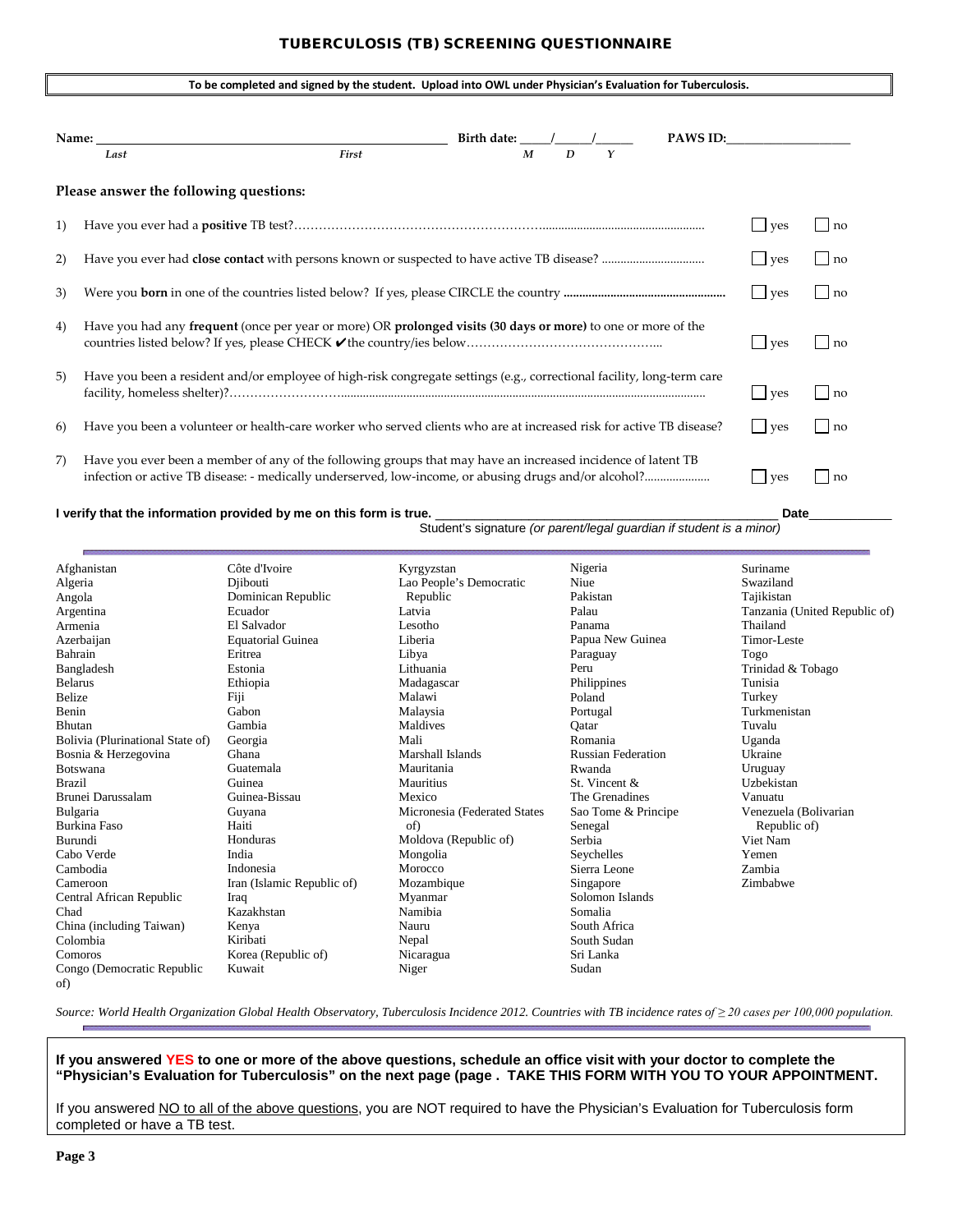# TUBERCULOSIS (TB) SCREENING QUESTIONNAIRE

**To be completed and signed by the student. Upload into OWL under Physician's Evaluation for Tuberculosis.**

**Name:** ______________________________________ **Birth date:** ____/____/____ **PAWS ID:** ______________

*Last* *First* *M D Y*

**Please answer the following questions:**

1) Have you ever had a **positive** TB test? ☐ yes ☐ no

2) Have you ever had **close contact** with persons known or suspected to have active TB disease? ☐ yes ☐ no

3) Were you **born** in one of the countries listed below? If yes, please CIRCLE the country ☐ yes ☐ no

4) Have you had any **frequent** (once per year or more) OR **prolonged visits (30 days or more)** to one or more of the countries listed below? If yes, please CHECK ✔the country/ies below ☐ yes ☐ no

5) Have you been a resident and/or employee of high-risk congregate settings (e.g., correctional facility, long-term care facility, homeless shelter)? ☐ yes ☐ no

6) Have you been a volunteer or health-care worker who served clients who are at increased risk for active TB disease? ☐ yes ☐ no

7) Have you ever been a member of any of the following groups that may have an increased incidence of latent TB infection or active TB disease: - medically underserved, low-income, or abusing drugs and/or alcohol? ☐ yes ☐ no

**I verify that the information provided by me on this form is true.** ______________________________ **Date** __________

Student's signature *(or parent/legal guardian if student is a minor)*

---

| | | | | |
|---|---|---|---|---|
| Afghanistan | Côte d'Ivoire | Kyrgyzstan | Nigeria | Suriname |
| Algeria | Djibouti | Lao People's Democratic Republic | Niue | Swaziland |
| Angola | Dominican Republic | Latvia | Pakistan | Tajikistan |
| Argentina | Ecuador | Lesotho | Palau | Tanzania (United Republic of) |
| Armenia | El Salvador | Liberia | Panama | Thailand |
| Azerbaijan | Equatorial Guinea | Libya | Papua New Guinea | Timor-Leste |
| Bahrain | Eritrea | Lithuania | Paraguay | Togo |
| Bangladesh | Estonia | Madagascar | Peru | Trinidad & Tobago |
| Belarus | Ethiopia | Malawi | Philippines | Tunisia |
| Belize | Fiji | Malaysia | Poland | Turkey |
| Benin | Gabon | Maldives | Portugal | Turkmenistan |
| Bhutan | Gambia | Mali | Qatar | Tuvalu |
| Bolivia (Plurinational State of) | Georgia | Marshall Islands | Romania | Uganda |
| Bosnia & Herzegovina | Ghana | Mauritania | Russian Federation | Ukraine |
| Botswana | Guatemala | Mauritius | Rwanda | Uruguay |
| Brazil | Guinea | Mexico | St. Vincent & The Grenadines | Uzbekistan |
| Brunei Darussalam | Guinea-Bissau | Micronesia (Federated States of) | Sao Tome & Principe | Vanuatu |
| Bulgaria | Guyana | Moldova (Republic of) | Senegal | Venezuela (Bolivarian Republic of) |
| Burkina Faso | Haiti | Mongolia | Serbia | Viet Nam |
| Burundi | Honduras | Morocco | Seychelles | Yemen |
| Cabo Verde | India | Mozambique | Sierra Leone | Zambia |
| Cambodia | Indonesia | Myanmar | Singapore | Zimbabwe |
| Cameroon | Iran (Islamic Republic of) | Namibia | Solomon Islands | |
| Central African Republic | Iraq | Nauru | Somalia | |
| Chad | Kazakhstan | Nepal | South Africa | |
| China (including Taiwan) | Kenya | Nicaragua | South Sudan | |
| Colombia | Kiribati | Niger | Sri Lanka | |
| Comoros | Korea (Republic of) | | Sudan | |
| Congo (Democratic Republic of) | Kuwait | | | |

*Source: World Health Organization Global Health Observatory, Tuberculosis Incidence 2012. Countries with TB incidence rates of ≥ 20 cases per 100,000 population.*

---

**If you answered YES to one or more of the above questions, schedule an office visit with your doctor to complete the "Physician's Evaluation for Tuberculosis" on the next page (page . TAKE THIS FORM WITH YOU TO YOUR APPOINTMENT.**

If you answered NO to all of the above questions, you are NOT required to have the Physician's Evaluation for Tuberculosis form completed or have a TB test.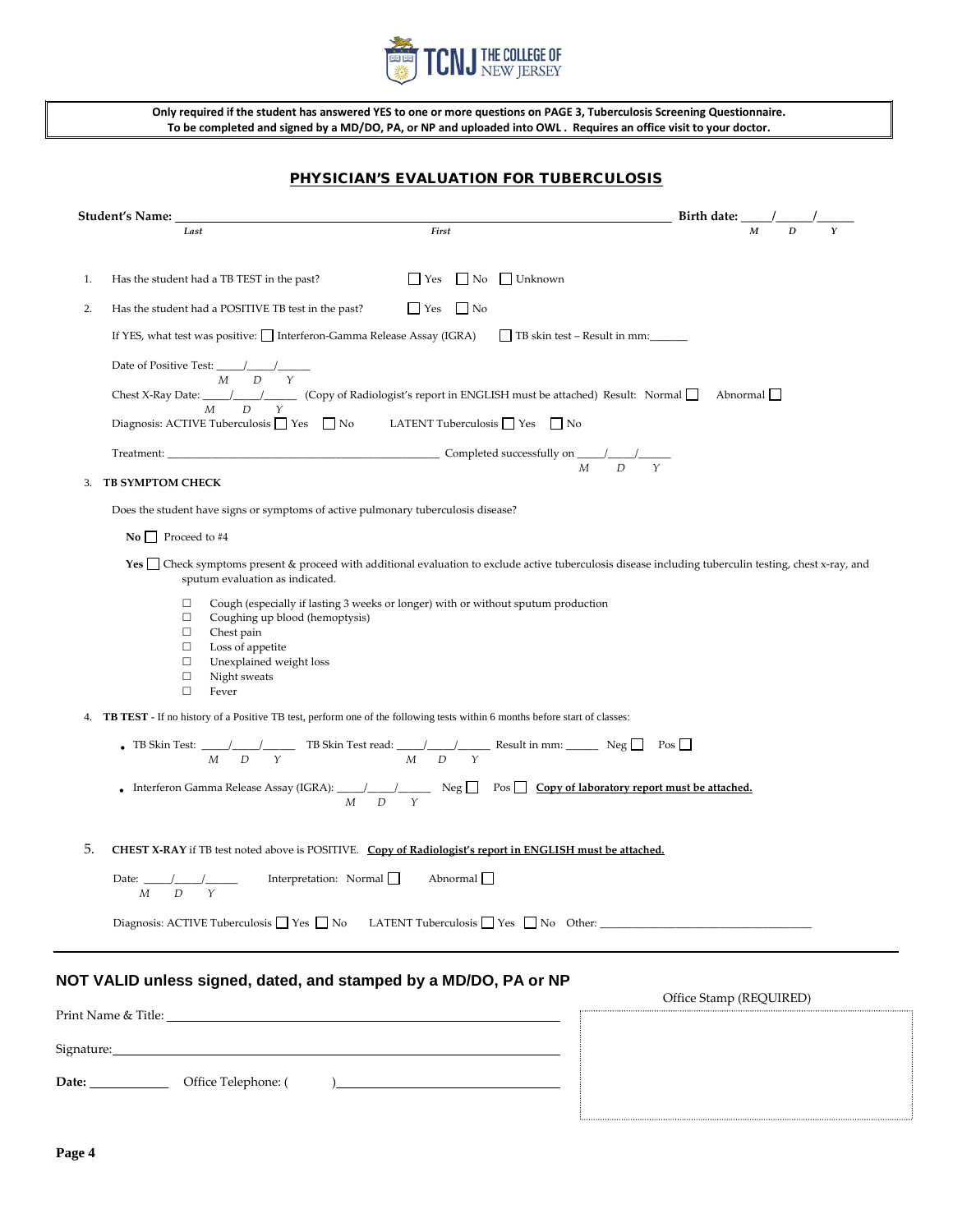**Only required if the student has answered YES to one or more questions on PAGE 3, Tuberculosis Screening Questionnaire.**
**To be completed and signed by a MD/DO, PA, or NP and uploaded into OWL . Requires an office visit to your doctor.**

## PHYSICIAN'S EVALUATION FOR TUBERCULOSIS

**Student's Name:** ______________________________________________ **Birth date:** ____/_____/______
*Last* *First* *M D Y*

1. Has the student had a TB TEST in the past? ☐ Yes ☐ No ☐ Unknown

2. Has the student had a POSITIVE TB test in the past? ☐ Yes ☐ No

   If YES, what test was positive: ☐ Interferon-Gamma Release Assay (IGRA) ☐ TB skin test – Result in mm:______

   Date of Positive Test: ____/____/_____
   *M D Y*

   Chest X-Ray Date: ____/____/_____ (Copy of Radiologist's report in ENGLISH must be attached) Result: Normal ☐ Abnormal ☐
   *M D Y*

   Diagnosis: ACTIVE Tuberculosis ☐ Yes ☐ No LATENT Tuberculosis ☐ Yes ☐ No

   Treatment: ____________________________________________ Completed successfully on ____/____/_____
   *M D Y*

3. **TB SYMPTOM CHECK**

   Does the student have signs or symptoms of active pulmonary tuberculosis disease?

   **No** ☐ Proceed to #4

   **Yes** ☐ Check symptoms present & proceed with additional evaluation to exclude active tuberculosis disease including tuberculin testing, chest x-ray, and sputum evaluation as indicated.

   - ☐ Cough (especially if lasting 3 weeks or longer) with or without sputum production
   - ☐ Coughing up blood (hemoptysis)
   - ☐ Chest pain
   - ☐ Loss of appetite
   - ☐ Unexplained weight loss
   - ☐ Night sweats
   - ☐ Fever

4. **TB TEST -** If no history of a Positive TB test, perform one of the following tests within 6 months before start of classes:

   - TB Skin Test: ____/____/_____ TB Skin Test read: ____/____/_____ Result in mm: ______ Neg ☐ Pos ☐
     *M D Y* *M D Y*
   - Interferon Gamma Release Assay (IGRA): ____/____/_____ Neg ☐ Pos ☐ **Copy of laboratory report must be attached.**
     *M D Y*

5. **CHEST X-RAY** if TB test noted above is POSITIVE. **Copy of Radiologist's report in ENGLISH must be attached.**

   Date: ____/____/_____ Interpretation: Normal ☐ Abnormal ☐
   *M D Y*

   Diagnosis: ACTIVE Tuberculosis ☐ Yes ☐ No LATENT Tuberculosis ☐ Yes ☐ No Other: ______________________________

---

### NOT VALID unless signed, dated, and stamped by a MD/DO, PA or NP

Print Name & Title: ______________________________________________

Signature: ______________________________________________

**Date:** ____________ Office Telephone: ( ) ______________________________

Office Stamp (REQUIRED)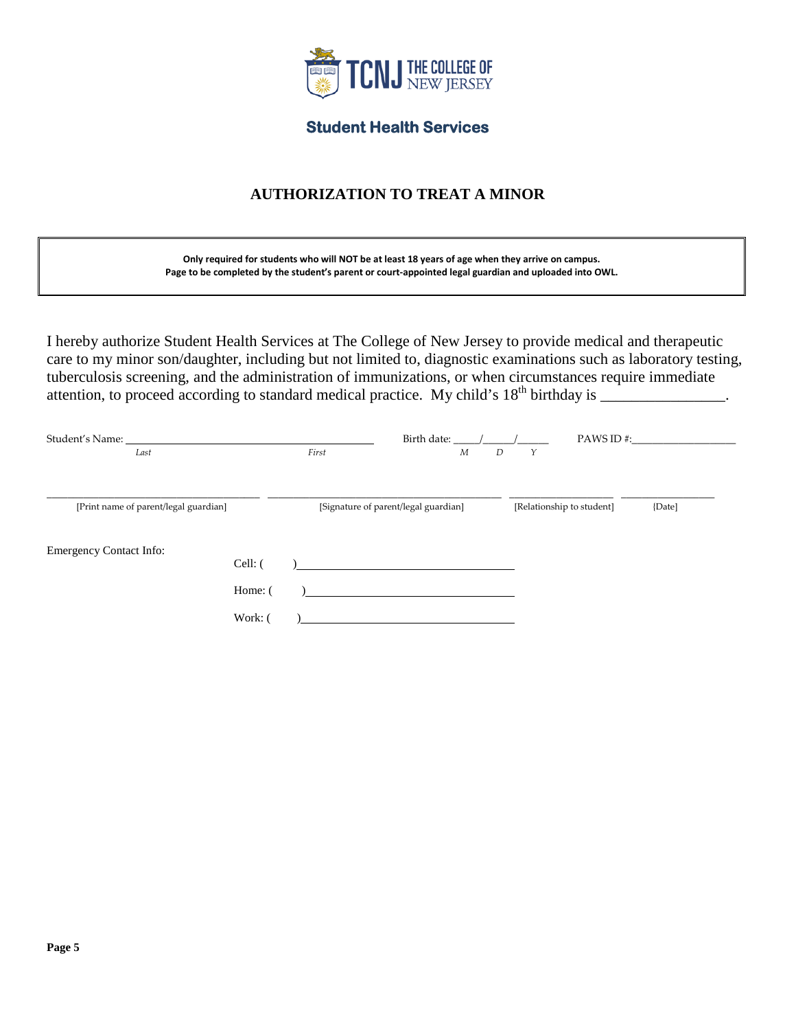**TCNJ THE COLLEGE OF NEW JERSEY**

## Student Health Services

# AUTHORIZATION TO TREAT A MINOR

**Only required for students who will NOT be at least 18 years of age when they arrive on campus.**
**Page to be completed by the student's parent or court-appointed legal guardian and uploaded into OWL.**

I hereby authorize Student Health Services at The College of New Jersey to provide medical and therapeutic care to my minor son/daughter, including but not limited to, diagnostic examinations such as laboratory testing, tuberculosis screening, and the administration of immunizations, or when circumstances require immediate attention, to proceed according to standard medical practice. My child's 18th birthday is ________________.

Student's Name: ____________________________________________ Birth date: _____/_____/_____ PAWS ID #:__________________

*Last* *First* *M D Y*

______________________________________ ______________________________________ __________________ ________________

[Print name of parent/legal guardian] [Signature of parent/legal guardian] [Relationship to student] [Date]

Emergency Contact Info:

Cell: ( )________________________________

Home: ( )________________________________

Work: ( )________________________________